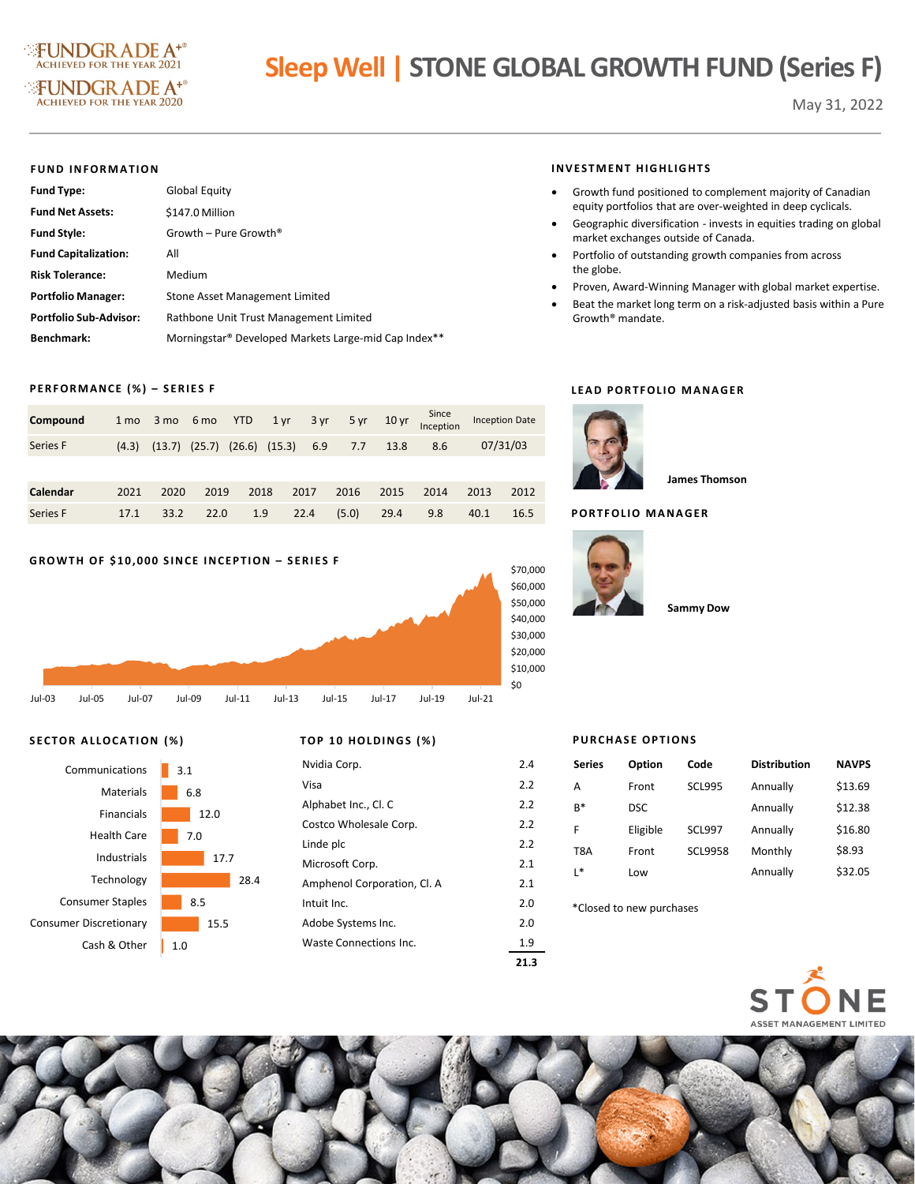FUNDGRADE A+® ACHIEVED FOR THE YEAR 2021

FUNDGRADE A+® ACHIEVED FOR THE YEAR 2020

# Sleep Well | STONE GLOBAL GROWTH FUND (Series F)

May 31, 2022

## FUND INFORMATION

| | |
|---|---|
| **Fund Type:** | Global Equity |
| **Fund Net Assets:** | $147.0 Million |
| **Fund Style:** | Growth – Pure Growth® |
| **Fund Capitalization:** | All |
| **Risk Tolerance:** | Medium |
| **Portfolio Manager:** | Stone Asset Management Limited |
| **Portfolio Sub-Advisor:** | Rathbone Unit Trust Management Limited |
| **Benchmark:** | Morningstar® Developed Markets Large-mid Cap Index** |

## INVESTMENT HIGHLIGHTS

- Growth fund positioned to complement majority of Canadian equity portfolios that are over-weighted in deep cyclicals.
- Geographic diversification - invests in equities trading on global market exchanges outside of Canada.
- Portfolio of outstanding growth companies from across the globe.
- Proven, Award-Winning Manager with global market expertise.
- Beat the market long term on a risk-adjusted basis within a Pure Growth® mandate.

## PERFORMANCE (%) – SERIES F

| Compound | 1 mo | 3 mo | 6 mo | YTD | 1 yr | 3 yr | 5 yr | 10 yr | Since Inception | Inception Date |
|---|---|---|---|---|---|---|---|---|---|---|
| Series F | (4.3) | (13.7) | (25.7) | (26.6) | (15.3) | 6.9 | 7.7 | 13.8 | 8.6 | 07/31/03 |

| Calendar | 2021 | 2020 | 2019 | 2018 | 2017 | 2016 | 2015 | 2014 | 2013 | 2012 |
|---|---|---|---|---|---|---|---|---|---|---|
| Series F | 17.1 | 33.2 | 22.0 | 1.9 | 22.4 | (5.0) | 29.4 | 9.8 | 40.1 | 16.5 |

## LEAD PORTFOLIO MANAGER

**James Thomson**

## PORTFOLIO MANAGER

**Sammy Dow**

## GROWTH OF $10,000 SINCE INCEPTION – SERIES F

(Chart: x-axis Jul-03 to Jul-21; y-axis $0 to $70,000)

## SECTOR ALLOCATION (%)

| Sector | % |
|---|---|
| Communications | 3.1 |
| Materials | 6.8 |
| Financials | 12.0 |
| Health Care | 7.0 |
| Industrials | 17.7 |
| Technology | 28.4 |
| Consumer Staples | 8.5 |
| Consumer Discretionary | 15.5 |
| Cash & Other | 1.0 |

## TOP 10 HOLDINGS (%)

| Holding | % |
|---|---|
| Nvidia Corp. | 2.4 |
| Visa | 2.2 |
| Alphabet Inc., Cl. C | 2.2 |
| Costco Wholesale Corp. | 2.2 |
| Linde plc | 2.2 |
| Microsoft Corp. | 2.1 |
| Amphenol Corporation, Cl. A | 2.1 |
| Intuit Inc. | 2.0 |
| Adobe Systems Inc. | 2.0 |
| Waste Connections Inc. | 1.9 |
| | **21.3** |

## PURCHASE OPTIONS

| Series | Option | Code | Distribution | NAVPS |
|---|---|---|---|---|
| A | Front | SCL995 | Annually | $13.69 |
| B* | DSC | | Annually | $12.38 |
| F | Eligible | SCL997 | Annually | $16.80 |
| T8A | Front | SCL9958 | Monthly | $8.93 |
| L* | Low | | Annually | $32.05 |

*Closed to new purchases

STONE ASSET MANAGEMENT LIMITED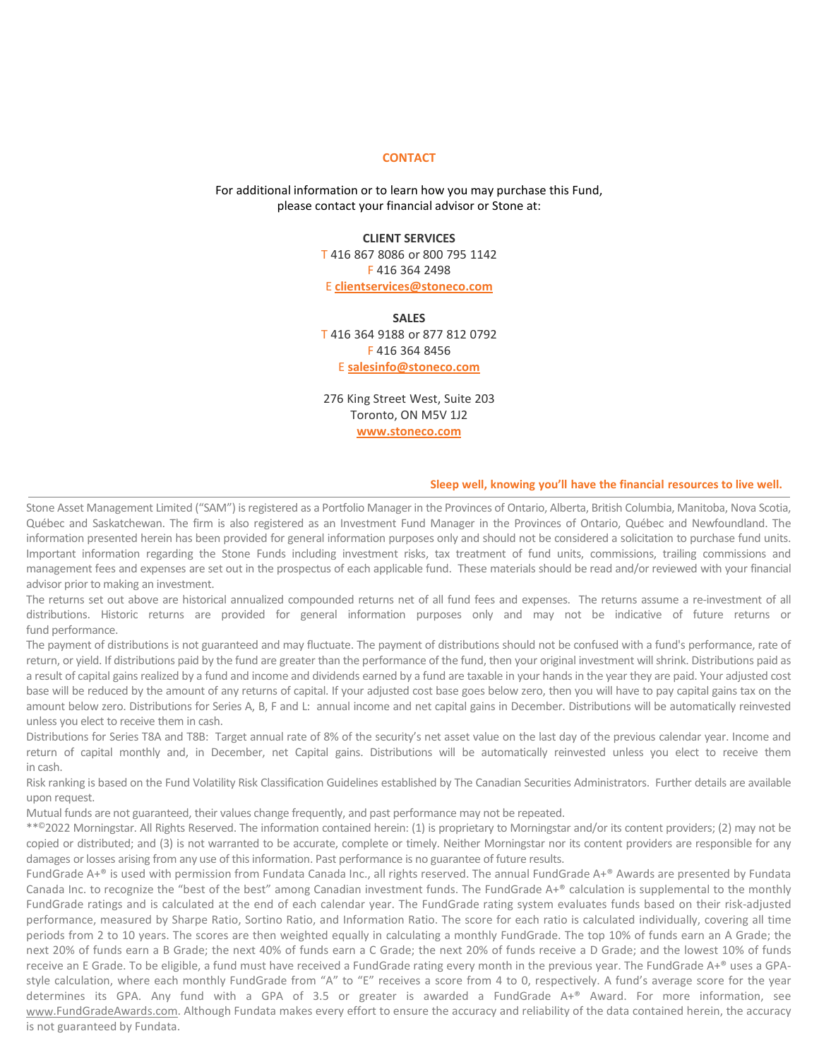## CONTACT

For additional information or to learn how you may purchase this Fund, please contact your financial advisor or Stone at:

**CLIENT SERVICES**
T 416 867 8086 or 800 795 1142
F 416 364 2498
E **clientservices@stoneco.com**

**SALES**
T 416 364 9188 or 877 812 0792
F 416 364 8456
E **salesinfo@stoneco.com**

276 King Street West, Suite 203
Toronto, ON M5V 1J2
**www.stoneco.com**

**Sleep well, knowing you'll have the financial resources to live well.**

---

Stone Asset Management Limited ("SAM") is registered as a Portfolio Manager in the Provinces of Ontario, Alberta, British Columbia, Manitoba, Nova Scotia, Québec and Saskatchewan. The firm is also registered as an Investment Fund Manager in the Provinces of Ontario, Québec and Newfoundland. The information presented herein has been provided for general information purposes only and should not be considered a solicitation to purchase fund units. Important information regarding the Stone Funds including investment risks, tax treatment of fund units, commissions, trailing commissions and management fees and expenses are set out in the prospectus of each applicable fund. These materials should be read and/or reviewed with your financial advisor prior to making an investment.

The returns set out above are historical annualized compounded returns net of all fund fees and expenses. The returns assume a re-investment of all distributions. Historic returns are provided for general information purposes only and may not be indicative of future returns or fund performance.

The payment of distributions is not guaranteed and may fluctuate. The payment of distributions should not be confused with a fund's performance, rate of return, or yield. If distributions paid by the fund are greater than the performance of the fund, then your original investment will shrink. Distributions paid as a result of capital gains realized by a fund and income and dividends earned by a fund are taxable in your hands in the year they are paid. Your adjusted cost base will be reduced by the amount of any returns of capital. If your adjusted cost base goes below zero, then you will have to pay capital gains tax on the amount below zero. Distributions for Series A, B, F and L: annual income and net capital gains in December. Distributions will be automatically reinvested unless you elect to receive them in cash.

Distributions for Series T8A and T8B: Target annual rate of 8% of the security's net asset value on the last day of the previous calendar year. Income and return of capital monthly and, in December, net Capital gains. Distributions will be automatically reinvested unless you elect to receive them in cash.

Risk ranking is based on the Fund Volatility Risk Classification Guidelines established by The Canadian Securities Administrators. Further details are available upon request.

Mutual funds are not guaranteed, their values change frequently, and past performance may not be repeated.

**©2022 Morningstar. All Rights Reserved. The information contained herein: (1) is proprietary to Morningstar and/or its content providers; (2) may not be copied or distributed; and (3) is not warranted to be accurate, complete or timely. Neither Morningstar nor its content providers are responsible for any damages or losses arising from any use of this information. Past performance is no guarantee of future results.

FundGrade A+® is used with permission from Fundata Canada Inc., all rights reserved. The annual FundGrade A+® Awards are presented by Fundata Canada Inc. to recognize the "best of the best" among Canadian investment funds. The FundGrade A+® calculation is supplemental to the monthly FundGrade ratings and is calculated at the end of each calendar year. The FundGrade rating system evaluates funds based on their risk-adjusted performance, measured by Sharpe Ratio, Sortino Ratio, and Information Ratio. The score for each ratio is calculated individually, covering all time periods from 2 to 10 years. The scores are then weighted equally in calculating a monthly FundGrade. The top 10% of funds earn an A Grade; the next 20% of funds earn a B Grade; the next 40% of funds earn a C Grade; the next 20% of funds receive a D Grade; and the lowest 10% of funds receive an E Grade. To be eligible, a fund must have received a FundGrade rating every month in the previous year. The FundGrade A+® uses a GPA-style calculation, where each monthly FundGrade from "A" to "E" receives a score from 4 to 0, respectively. A fund's average score for the year determines its GPA. Any fund with a GPA of 3.5 or greater is awarded a FundGrade A+® Award. For more information, see www.FundGradeAwards.com. Although Fundata makes every effort to ensure the accuracy and reliability of the data contained herein, the accuracy is not guaranteed by Fundata.